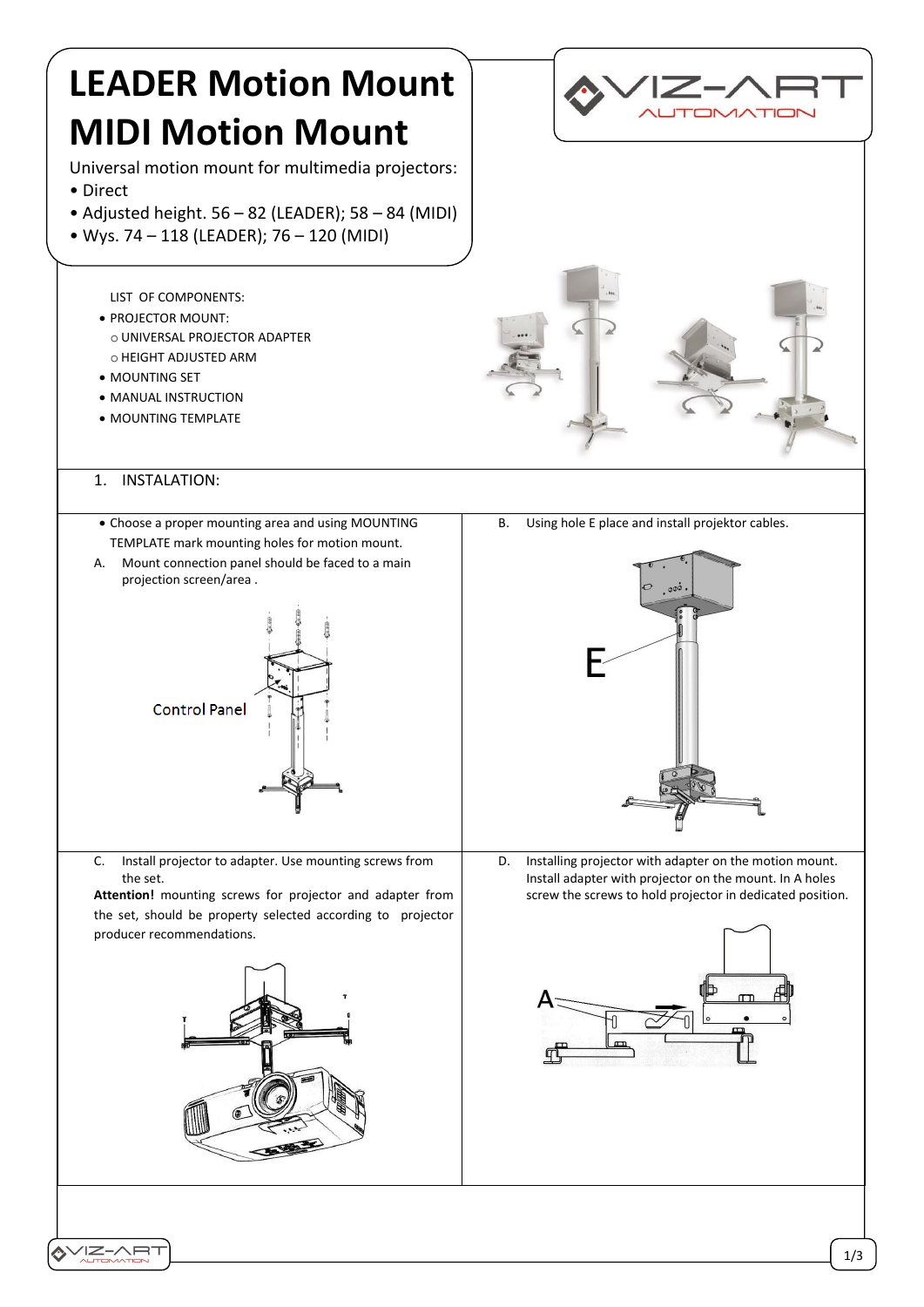# LEADER Motion Mount
# MIDI Motion Mount

Universal motion mount for multimedia projectors:

- Direct
- Adjusted height. 56 – 82 (LEADER); 58 – 84 (MIDI)
- Wys. 74 – 118 (LEADER); 76 – 120 (MIDI)

LIST OF COMPONENTS:

- PROJECTOR MOUNT:
  - UNIVERSAL PROJECTOR ADAPTER
  - HEIGHT ADJUSTED ARM
- MOUNTING SET
- MANUAL INSTRUCTION
- MOUNTING TEMPLATE

## 1. INSTALATION:

- Choose a proper mounting area and using MOUNTING TEMPLATE mark mounting holes for motion mount.

A. Mount connection panel should be faced to a main projection screen/area .

Control Panel

B. Using hole E place and install projektor cables.

E

C. Install projector to adapter. Use mounting screws from the set.

**Attention!** mounting screws for projector and adapter from the set, should be property selected according to projector producer recommendations.

D. Installing projector with adapter on the motion mount. Install adapter with projector on the mount. In A holes screw the screws to hold projector in dedicated position.

A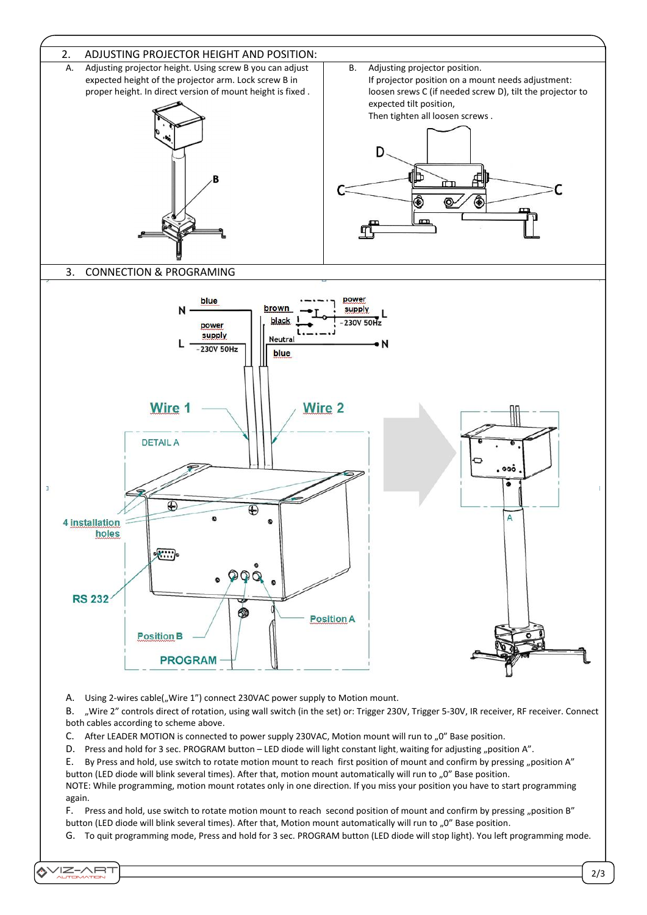## 2. ADJUSTING PROJECTOR HEIGHT AND POSITION:

A. Adjusting projector height. Using screw B you can adjust expected height of the projector arm. Lock screw B in proper height. In direct version of mount height is fixed .

B. Adjusting projector position.
If projector position on a mount needs adjustment: loosen srews C (if needed screw D), tilt the projector to expected tilt position,
Then tighten all loosen screws .

## 3. CONNECTION & PROGRAMING

A. Using 2-wires cable(„Wire 1") connect 230VAC power supply to Motion mount.

B. „Wire 2" controls direct of rotation, using wall switch (in the set) or: Trigger 230V, Trigger 5-30V, IR receiver, RF receiver. Connect both cables according to scheme above.

C. After LEADER MOTION is connected to power supply 230VAC, Motion mount will run to „0" Base position.

D. Press and hold for 3 sec. PROGRAM button – LED diode will light constant light, waiting for adjusting „position A".

E. By Press and hold, use switch to rotate motion mount to reach first position of mount and confirm by pressing „position A" button (LED diode will blink several times). After that, motion mount automatically will run to „0" Base position.
NOTE: While programming, motion mount rotates only in one direction. If you miss your position you have to start programming again.

F. Press and hold, use switch to rotate motion mount to reach second position of mount and confirm by pressing „position B" button (LED diode will blink several times). After that, Motion mount automatically will run to „0" Base position.

G. To quit programming mode, Press and hold for 3 sec. PROGRAM button (LED diode will stop light). You left programming mode.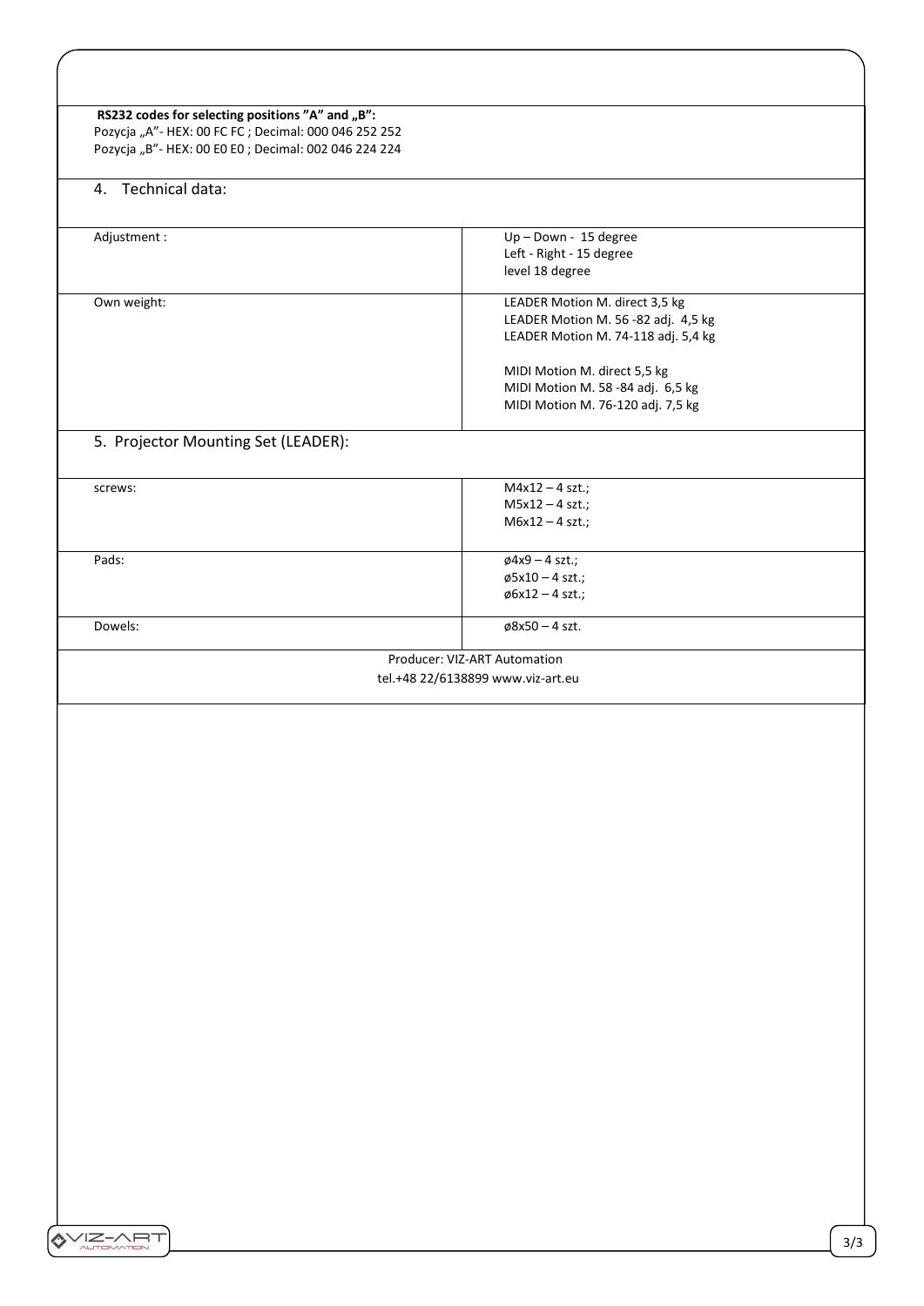**RS232 codes for selecting positions "A" and „B":**
Pozycja „A"- HEX: 00 FC FC ; Decimal: 000 046 252 252
Pozycja „B"- HEX: 00 E0 E0 ; Decimal: 002 046 224 224

## 4. Technical data:

| | |
|---|---|
| Adjustment : | Up – Down - 15 degree<br>Left - Right - 15 degree<br>level 18 degree |
| Own weight: | LEADER Motion M. direct 3,5 kg<br>LEADER Motion M. 56 -82 adj. 4,5 kg<br>LEADER Motion M. 74-118 adj. 5,4 kg<br><br>MIDI Motion M. direct 5,5 kg<br>MIDI Motion M. 58 -84 adj. 6,5 kg<br>MIDI Motion M. 76-120 adj. 7,5 kg |

## 5. Projector Mounting Set (LEADER):

| | |
|---|---|
| screws: | M4x12 – 4 szt.;<br>M5x12 – 4 szt.;<br>M6x12 – 4 szt.; |
| Pads: | ø4x9 – 4 szt.;<br>ø5x10 – 4 szt.;<br>ø6x12 – 4 szt.; |
| Dowels: | ø8x50 – 4 szt. |

Producer: VIZ-ART Automation
tel.+48 22/6138899 www.viz-art.eu